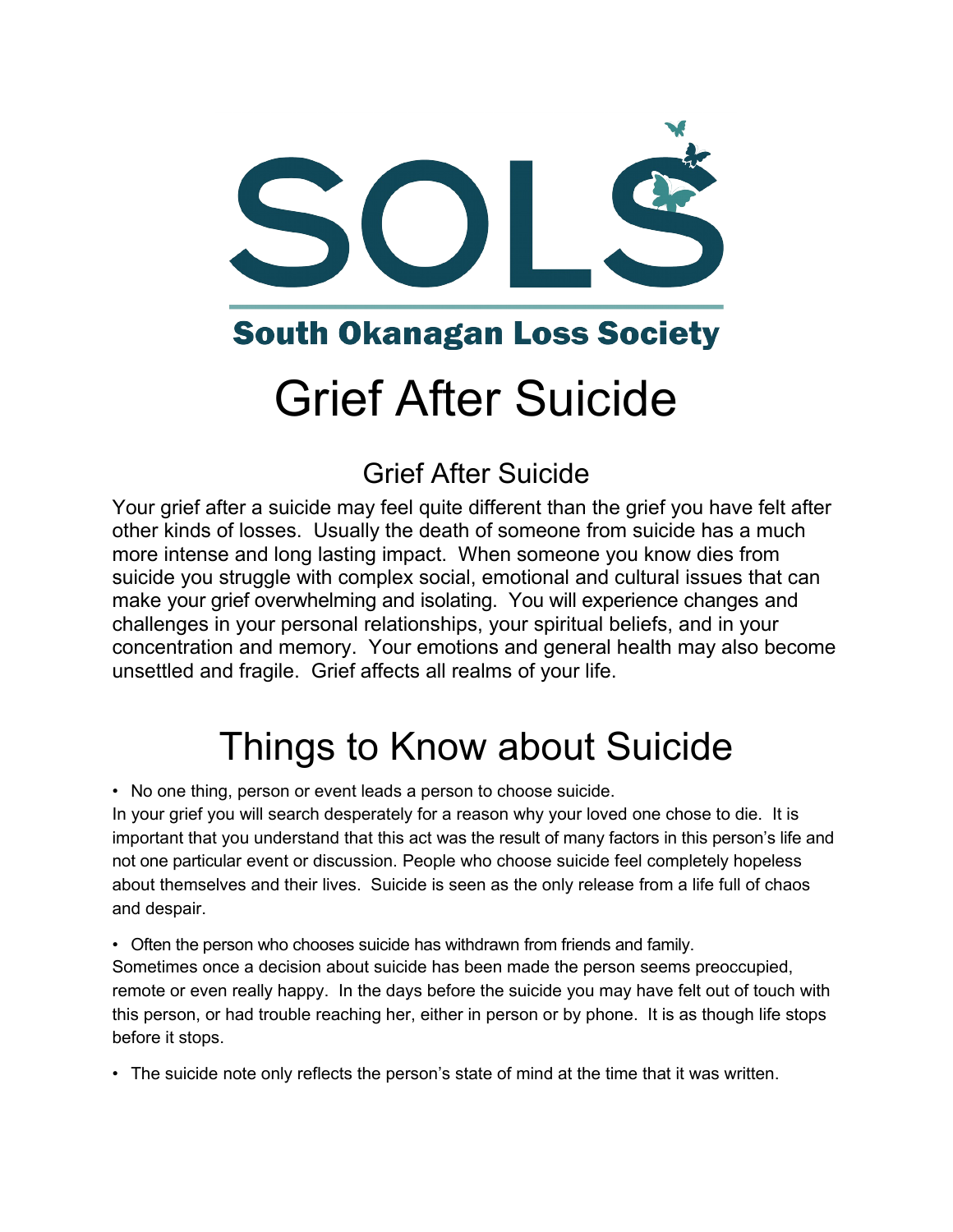# SOLS

South Okanagan Loss Society

# Grief After Suicide

## Grief After Suicide

Your grief after a suicide may feel quite different than the grief you have felt after other kinds of losses. Usually the death of someone from suicide has a much more intense and long lasting impact. When someone you know dies from suicide you struggle with complex social, emotional and cultural issues that can make your grief overwhelming and isolating. You will experience changes and challenges in your personal relationships, your spiritual beliefs, and in your concentration and memory. Your emotions and general health may also become unsettled and fragile. Grief affects all realms of your life.

# Things to Know about Suicide

- No one thing, person or event leads a person to choose suicide.

In your grief you will search desperately for a reason why your loved one chose to die. It is important that you understand that this act was the result of many factors in this person's life and not one particular event or discussion. People who choose suicide feel completely hopeless about themselves and their lives. Suicide is seen as the only release from a life full of chaos and despair.

- Often the person who chooses suicide has withdrawn from friends and family.

Sometimes once a decision about suicide has been made the person seems preoccupied, remote or even really happy. In the days before the suicide you may have felt out of touch with this person, or had trouble reaching her, either in person or by phone. It is as though life stops before it stops.

- The suicide note only reflects the person's state of mind at the time that it was written.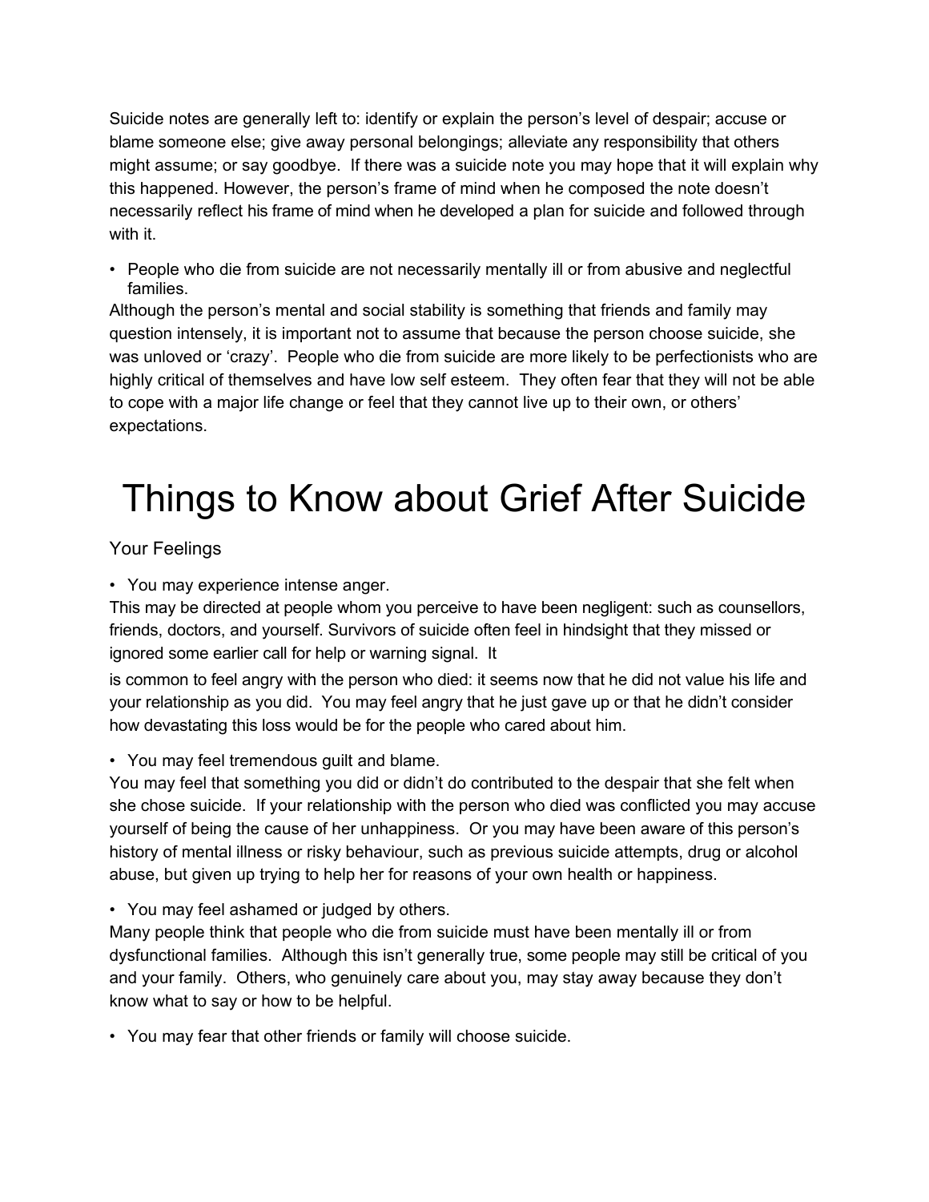Suicide notes are generally left to: identify or explain the person's level of despair; accuse or blame someone else; give away personal belongings; alleviate any responsibility that others might assume; or say goodbye. If there was a suicide note you may hope that it will explain why this happened. However, the person's frame of mind when he composed the note doesn't necessarily reflect his frame of mind when he developed a plan for suicide and followed through with it.

- People who die from suicide are not necessarily mentally ill or from abusive and neglectful families.

Although the person's mental and social stability is something that friends and family may question intensely, it is important not to assume that because the person choose suicide, she was unloved or 'crazy'. People who die from suicide are more likely to be perfectionists who are highly critical of themselves and have low self esteem. They often fear that they will not be able to cope with a major life change or feel that they cannot live up to their own, or others' expectations.

# Things to Know about Grief After Suicide

## Your Feelings

- You may experience intense anger.

This may be directed at people whom you perceive to have been negligent: such as counsellors, friends, doctors, and yourself. Survivors of suicide often feel in hindsight that they missed or ignored some earlier call for help or warning signal. It is common to feel angry with the person who died: it seems now that he did not value his life and your relationship as you did. You may feel angry that he just gave up or that he didn't consider how devastating this loss would be for the people who cared about him.

- You may feel tremendous guilt and blame.

You may feel that something you did or didn't do contributed to the despair that she felt when she chose suicide. If your relationship with the person who died was conflicted you may accuse yourself of being the cause of her unhappiness. Or you may have been aware of this person's history of mental illness or risky behaviour, such as previous suicide attempts, drug or alcohol abuse, but given up trying to help her for reasons of your own health or happiness.

- You may feel ashamed or judged by others.

Many people think that people who die from suicide must have been mentally ill or from dysfunctional families. Although this isn't generally true, some people may still be critical of you and your family. Others, who genuinely care about you, may stay away because they don't know what to say or how to be helpful.

- You may fear that other friends or family will choose suicide.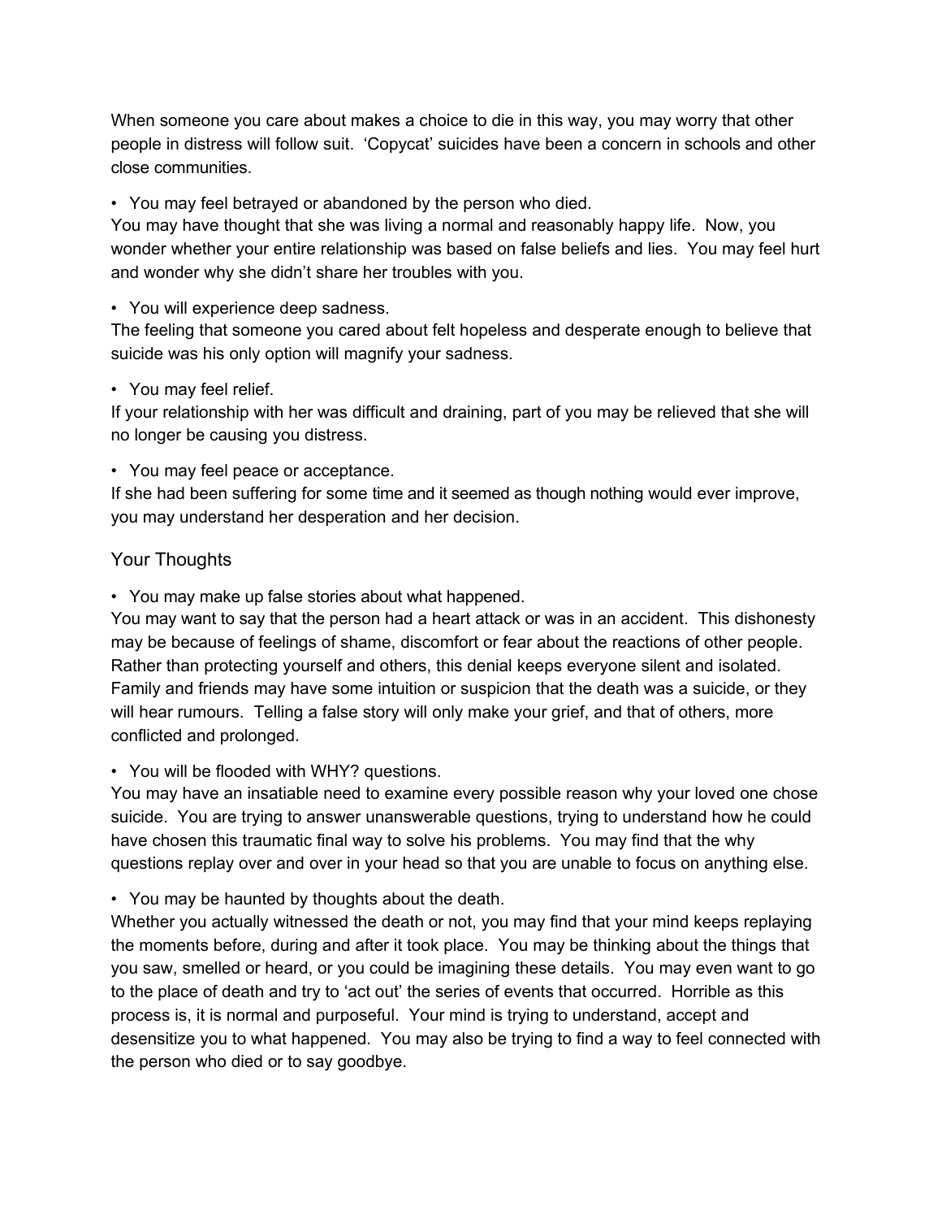When someone you care about makes a choice to die in this way, you may worry that other people in distress will follow suit. 'Copycat' suicides have been a concern in schools and other close communities.

- You may feel betrayed or abandoned by the person who died.

You may have thought that she was living a normal and reasonably happy life. Now, you wonder whether your entire relationship was based on false beliefs and lies. You may feel hurt and wonder why she didn't share her troubles with you.

- You will experience deep sadness.

The feeling that someone you cared about felt hopeless and desperate enough to believe that suicide was his only option will magnify your sadness.

- You may feel relief.

If your relationship with her was difficult and draining, part of you may be relieved that she will no longer be causing you distress.

- You may feel peace or acceptance.

If she had been suffering for some time and it seemed as though nothing would ever improve, you may understand her desperation and her decision.

## Your Thoughts

- You may make up false stories about what happened.

You may want to say that the person had a heart attack or was in an accident. This dishonesty may be because of feelings of shame, discomfort or fear about the reactions of other people. Rather than protecting yourself and others, this denial keeps everyone silent and isolated. Family and friends may have some intuition or suspicion that the death was a suicide, or they will hear rumours. Telling a false story will only make your grief, and that of others, more conflicted and prolonged.

- You will be flooded with WHY? questions.

You may have an insatiable need to examine every possible reason why your loved one chose suicide. You are trying to answer unanswerable questions, trying to understand how he could have chosen this traumatic final way to solve his problems. You may find that the why questions replay over and over in your head so that you are unable to focus on anything else.

- You may be haunted by thoughts about the death.

Whether you actually witnessed the death or not, you may find that your mind keeps replaying the moments before, during and after it took place. You may be thinking about the things that you saw, smelled or heard, or you could be imagining these details. You may even want to go to the place of death and try to 'act out' the series of events that occurred. Horrible as this process is, it is normal and purposeful. Your mind is trying to understand, accept and desensitize you to what happened. You may also be trying to find a way to feel connected with the person who died or to say goodbye.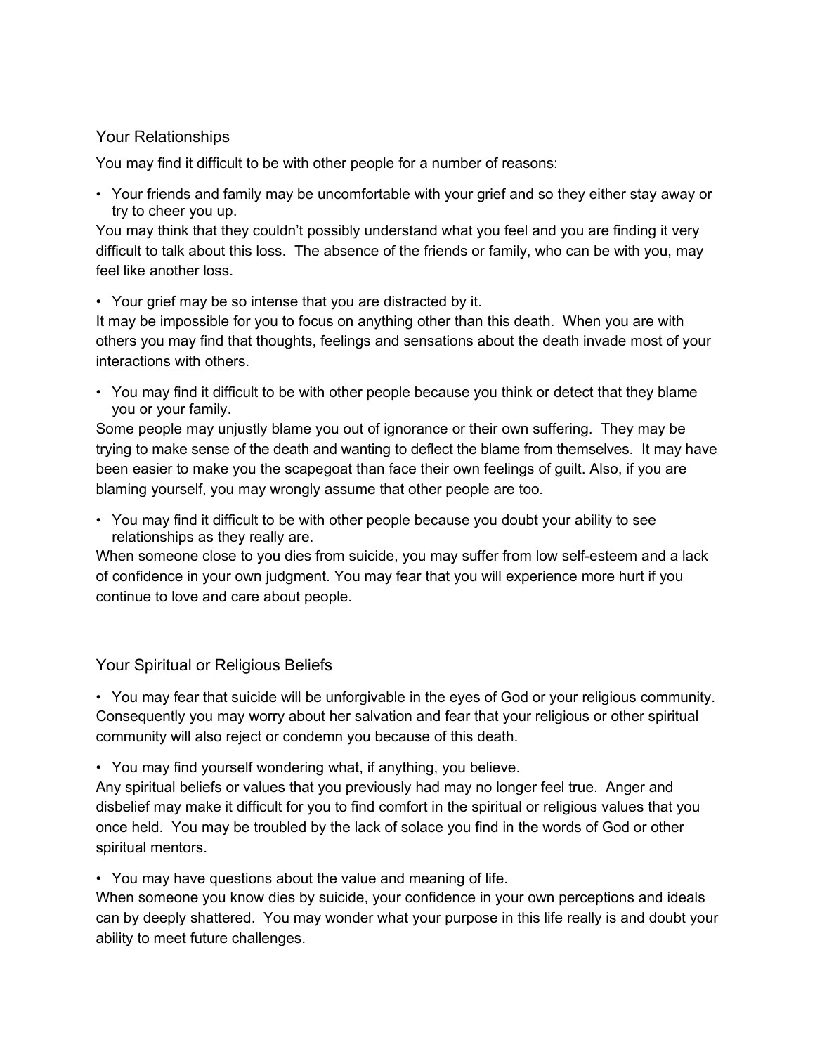## Your Relationships

You may find it difficult to be with other people for a number of reasons:

- Your friends and family may be uncomfortable with your grief and so they either stay away or try to cheer you up.

You may think that they couldn't possibly understand what you feel and you are finding it very difficult to talk about this loss. The absence of the friends or family, who can be with you, may feel like another loss.

- Your grief may be so intense that you are distracted by it.

It may be impossible for you to focus on anything other than this death. When you are with others you may find that thoughts, feelings and sensations about the death invade most of your interactions with others.

- You may find it difficult to be with other people because you think or detect that they blame you or your family.

Some people may unjustly blame you out of ignorance or their own suffering. They may be trying to make sense of the death and wanting to deflect the blame from themselves. It may have been easier to make you the scapegoat than face their own feelings of guilt. Also, if you are blaming yourself, you may wrongly assume that other people are too.

- You may find it difficult to be with other people because you doubt your ability to see relationships as they really are.

When someone close to you dies from suicide, you may suffer from low self-esteem and a lack of confidence in your own judgment. You may fear that you will experience more hurt if you continue to love and care about people.

## Your Spiritual or Religious Beliefs

- You may fear that suicide will be unforgivable in the eyes of God or your religious community.

Consequently you may worry about her salvation and fear that your religious or other spiritual community will also reject or condemn you because of this death.

- You may find yourself wondering what, if anything, you believe.

Any spiritual beliefs or values that you previously had may no longer feel true. Anger and disbelief may make it difficult for you to find comfort in the spiritual or religious values that you once held. You may be troubled by the lack of solace you find in the words of God or other spiritual mentors.

- You may have questions about the value and meaning of life.

When someone you know dies by suicide, your confidence in your own perceptions and ideals can by deeply shattered. You may wonder what your purpose in this life really is and doubt your ability to meet future challenges.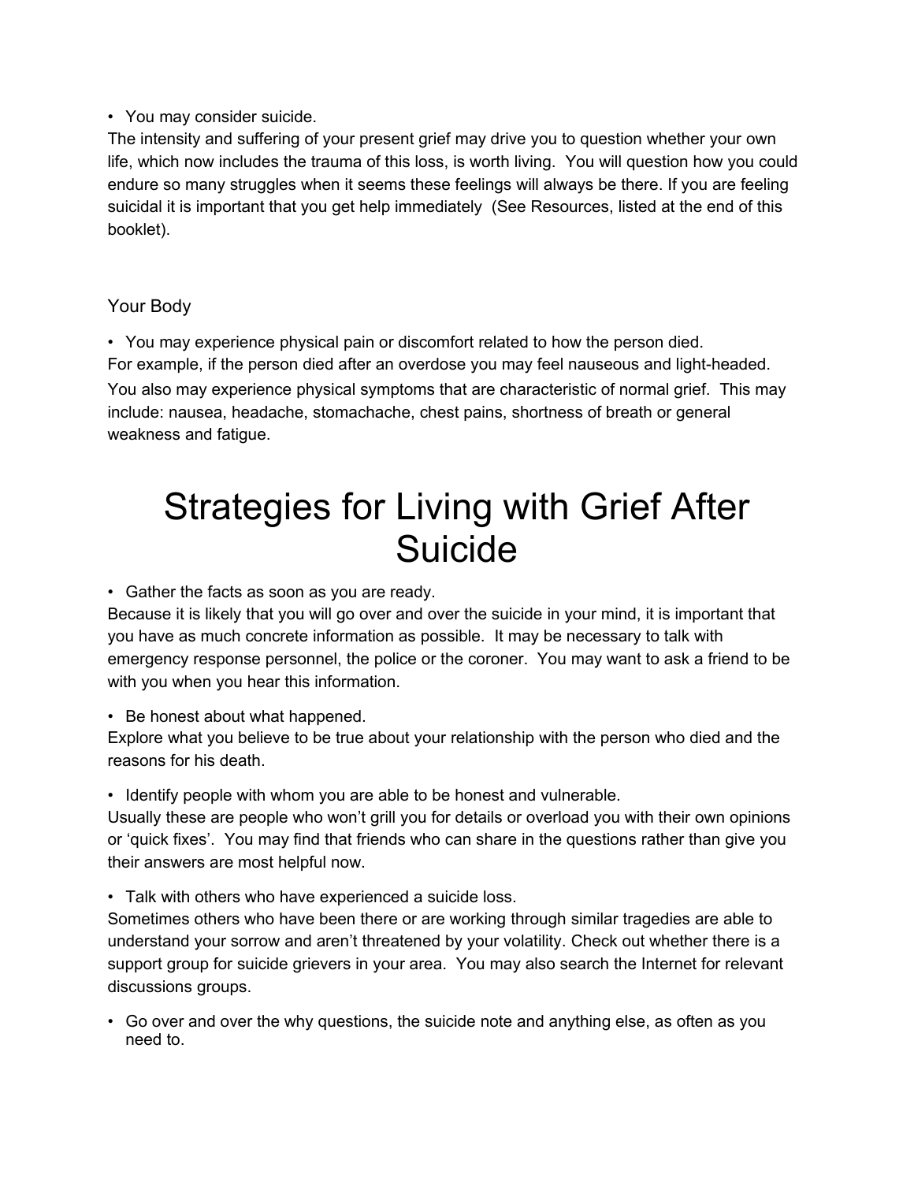- You may consider suicide.

The intensity and suffering of your present grief may drive you to question whether your own life, which now includes the trauma of this loss, is worth living. You will question how you could endure so many struggles when it seems these feelings will always be there. If you are feeling suicidal it is important that you get help immediately (See Resources, listed at the end of this booklet).

### Your Body

- You may experience physical pain or discomfort related to how the person died.

For example, if the person died after an overdose you may feel nauseous and light-headed. You also may experience physical symptoms that are characteristic of normal grief. This may include: nausea, headache, stomachache, chest pains, shortness of breath or general weakness and fatigue.

# Strategies for Living with Grief After Suicide

- Gather the facts as soon as you are ready.

Because it is likely that you will go over and over the suicide in your mind, it is important that you have as much concrete information as possible. It may be necessary to talk with emergency response personnel, the police or the coroner. You may want to ask a friend to be with you when you hear this information.

- Be honest about what happened.

Explore what you believe to be true about your relationship with the person who died and the reasons for his death.

- Identify people with whom you are able to be honest and vulnerable.

Usually these are people who won't grill you for details or overload you with their own opinions or 'quick fixes'. You may find that friends who can share in the questions rather than give you their answers are most helpful now.

- Talk with others who have experienced a suicide loss.

Sometimes others who have been there or are working through similar tragedies are able to understand your sorrow and aren't threatened by your volatility. Check out whether there is a support group for suicide grievers in your area. You may also search the Internet for relevant discussions groups.

- Go over and over the why questions, the suicide note and anything else, as often as you need to.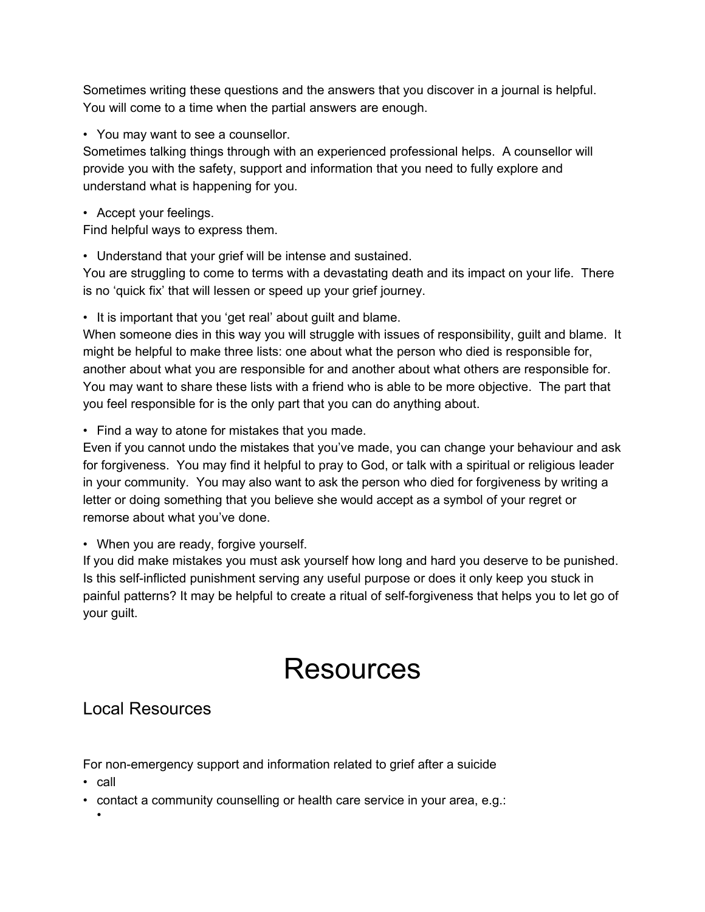Sometimes writing these questions and the answers that you discover in a journal is helpful. You will come to a time when the partial answers are enough.

- You may want to see a counsellor.

Sometimes talking things through with an experienced professional helps. A counsellor will provide you with the safety, support and information that you need to fully explore and understand what is happening for you.

- Accept your feelings.

Find helpful ways to express them.

- Understand that your grief will be intense and sustained.

You are struggling to come to terms with a devastating death and its impact on your life. There is no 'quick fix' that will lessen or speed up your grief journey.

- It is important that you 'get real' about guilt and blame.

When someone dies in this way you will struggle with issues of responsibility, guilt and blame. It might be helpful to make three lists: one about what the person who died is responsible for, another about what you are responsible for and another about what others are responsible for. You may want to share these lists with a friend who is able to be more objective. The part that you feel responsible for is the only part that you can do anything about.

- Find a way to atone for mistakes that you made.

Even if you cannot undo the mistakes that you've made, you can change your behaviour and ask for forgiveness. You may find it helpful to pray to God, or talk with a spiritual or religious leader in your community. You may also want to ask the person who died for forgiveness by writing a letter or doing something that you believe she would accept as a symbol of your regret or remorse about what you've done.

- When you are ready, forgive yourself.

If you did make mistakes you must ask yourself how long and hard you deserve to be punished. Is this self-inflicted punishment serving any useful purpose or does it only keep you stuck in painful patterns? It may be helpful to create a ritual of self-forgiveness that helps you to let go of your guilt.

# Resources

## Local Resources

For non-emergency support and information related to grief after a suicide

- call
- contact a community counselling or health care service in your area, e.g.:
  -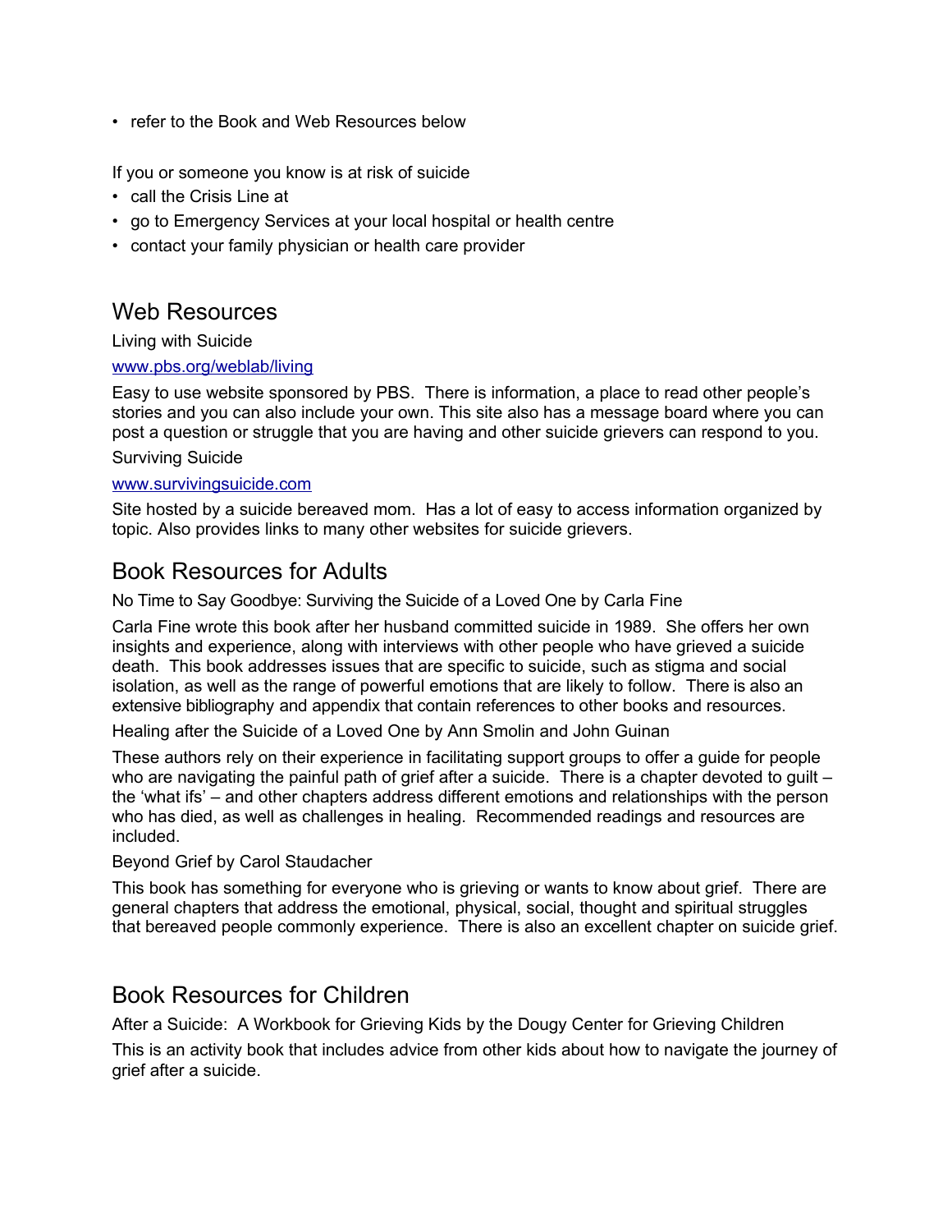- refer to the Book and Web Resources below

If you or someone you know is at risk of suicide

- call the Crisis Line at
- go to Emergency Services at your local hospital or health centre
- contact your family physician or health care provider

## Web Resources

Living with Suicide

[www.pbs.org/weblab/living](http://www.pbs.org/weblab/living)

Easy to use website sponsored by PBS. There is information, a place to read other people's stories and you can also include your own. This site also has a message board where you can post a question or struggle that you are having and other suicide grievers can respond to you.

Surviving Suicide

[www.survivingsuicide.com](http://www.survivingsuicide.com)

Site hosted by a suicide bereaved mom. Has a lot of easy to access information organized by topic. Also provides links to many other websites for suicide grievers.

## Book Resources for Adults

No Time to Say Goodbye: Surviving the Suicide of a Loved One by Carla Fine

Carla Fine wrote this book after her husband committed suicide in 1989. She offers her own insights and experience, along with interviews with other people who have grieved a suicide death. This book addresses issues that are specific to suicide, such as stigma and social isolation, as well as the range of powerful emotions that are likely to follow. There is also an extensive bibliography and appendix that contain references to other books and resources.

Healing after the Suicide of a Loved One by Ann Smolin and John Guinan

These authors rely on their experience in facilitating support groups to offer a guide for people who are navigating the painful path of grief after a suicide. There is a chapter devoted to guilt – the 'what ifs' – and other chapters address different emotions and relationships with the person who has died, as well as challenges in healing. Recommended readings and resources are included.

Beyond Grief by Carol Staudacher

This book has something for everyone who is grieving or wants to know about grief. There are general chapters that address the emotional, physical, social, thought and spiritual struggles that bereaved people commonly experience. There is also an excellent chapter on suicide grief.

## Book Resources for Children

After a Suicide: A Workbook for Grieving Kids by the Dougy Center for Grieving Children

This is an activity book that includes advice from other kids about how to navigate the journey of grief after a suicide.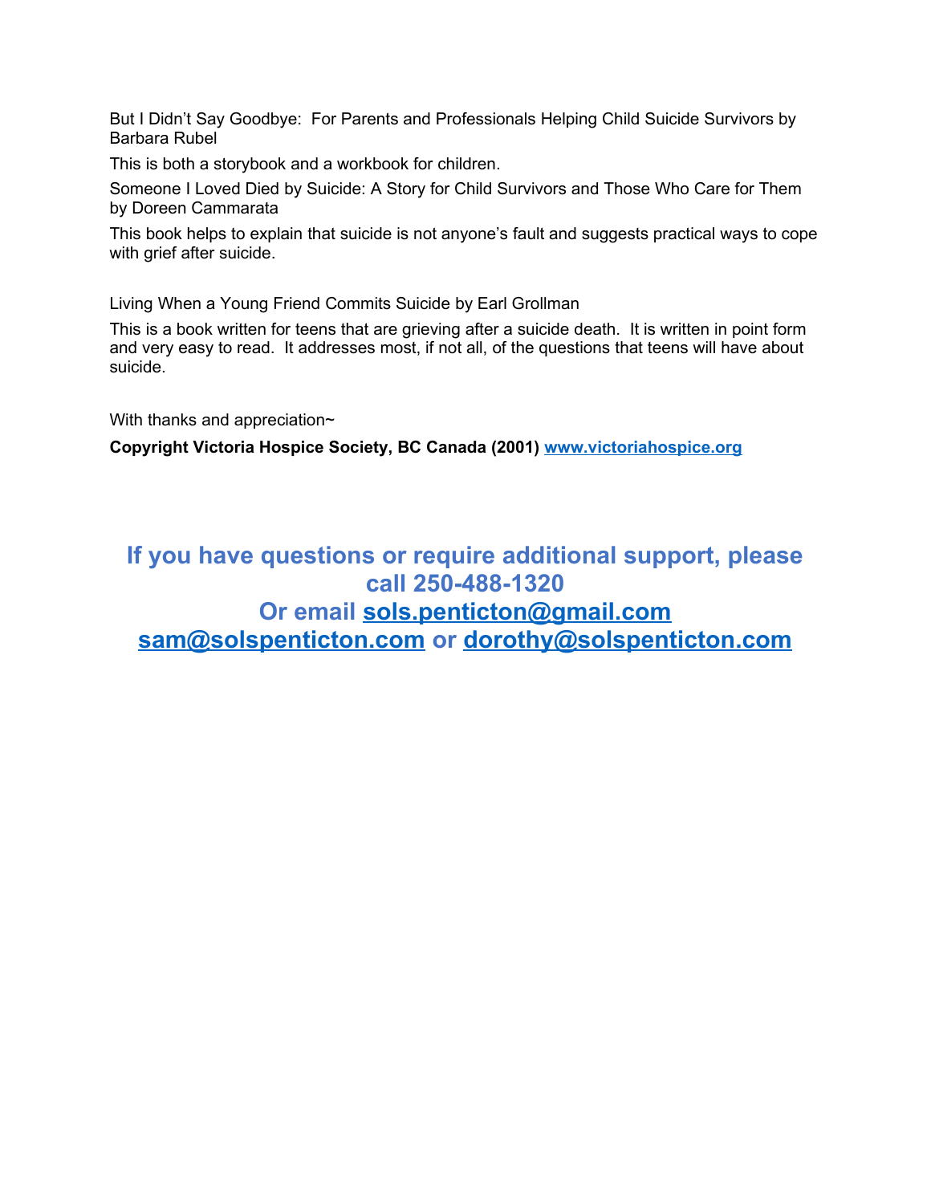But I Didn't Say Goodbye: For Parents and Professionals Helping Child Suicide Survivors by Barbara Rubel

This is both a storybook and a workbook for children.

Someone I Loved Died by Suicide: A Story for Child Survivors and Those Who Care for Them by Doreen Cammarata

This book helps to explain that suicide is not anyone's fault and suggests practical ways to cope with grief after suicide.

Living When a Young Friend Commits Suicide by Earl Grollman

This is a book written for teens that are grieving after a suicide death. It is written in point form and very easy to read. It addresses most, if not all, of the questions that teens will have about suicide.

With thanks and appreciation~

**Copyright Victoria Hospice Society, BC Canada (2001) [www.victoriahospice.org](http://www.victoriahospice.org)**

## If you have questions or require additional support, please call 250-488-1320
## Or email [sols.penticton@gmail.com](mailto:sols.penticton@gmail.com)
## [sam@solspenticton.com](mailto:sam@solspenticton.com) or [dorothy@solspenticton.com](mailto:dorothy@solspenticton.com)